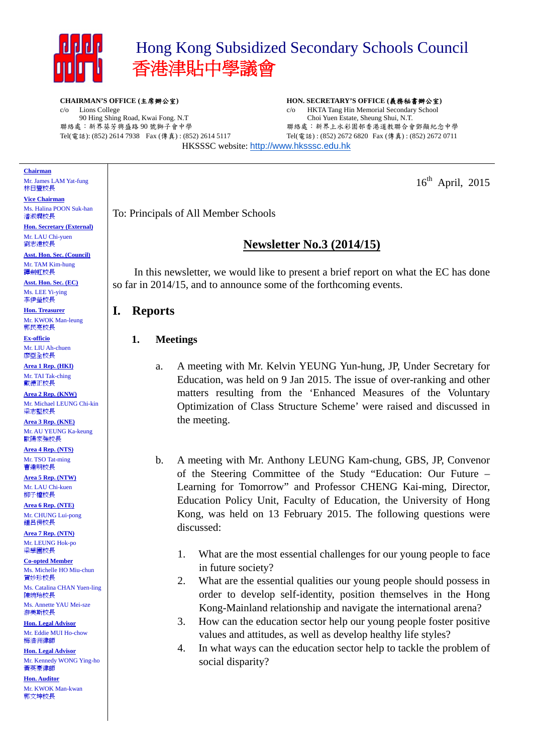# Hong Kong Subsidized Secondary Schools Council
# 香港津貼中學議會

**CHAIRMAN'S OFFICE (主席辦公室)**
c/o Lions College
90 Hing Shing Road, Kwai Fong. N.T
聯絡處：新界葵芳興盛路 90 號獅子會中學
Tel(電話): (852) 2614 7938 Fax (傳真) : (852) 2614 5117

**HON. SECRETARY'S OFFICE (義務秘書辦公室)**
c/o HKTA Tang Hin Memorial Secondary School
Choi Yuen Estate, Sheung Shui, N.T.
聯絡處：新界上水彩園邨香港道教聯合會鄧顯紀念中學
Tel(電話) : (852) 2672 6820 Fax (傳真) : (852) 2672 0711

HKSSSC website: http://www.hksssc.edu.hk

**Chairman**
Mr. James LAM Yat-fung
林日豐校長

**Vice Chairman**
Ms. Halina POON Suk-han
潘淑嫻校長

**Hon. Secretary (External)**
Mr. LAU Chi-yuen
劉志遠校長

**Asst. Hon. Sec. (Council)**
Mr. TAM Kim-hung
譚劍虹校長

**Asst. Hon. Sec. (EC)**
Ms. LEE Yi-ying
李伊瑩校長

**Hon. Treasurer**
Mr. KWOK Man-leung
郭民亮校長

**Ex-officio**
Mr. LIU Ah-chuen
廖亞全校長

**Area 1 Rep. (HKI)**
Mr. TAI Tak-ching
戴德正校長

**Area 2 Rep. (KNW)**
Mr. Michael LEUNG Chi-kin
梁志堅校長

**Area 3 Rep. (KNE)**
Mr. AU YEUNG Ka-keung
歐陽家強校長

**Area 4 Rep. (NTS)**
Mr. TSO Tat-ming
曹達明校長

**Area 5 Rep. (NTW)**
Mr. LAU Chi-kuen
柳子權校長

**Area 6 Rep. (NTE)**
Mr. CHUNG Lui-pong
鍾呂傍校長

**Area 7 Rep. (NTN)**
Mr. LEUNG Hok-po
梁學圃校長

**Co-opted Member**
Ms. Michelle HO Miu-chun
賀妙珍校長
Ms. Catalina CHAN Yuen-ling
陳婉玲校長
Ms. Annette YAU Mei-sze
游美斯校長

**Hon. Legal Advisor**
Mr. Eddie MUI Ho-chow
梅浩洲律師

**Hon. Legal Advisor**
Mr. Kennedy WONG Ying-ho
黃英豪律師

**Hon. Auditor**
Mr. KWOK Man-kwan
郭文坤校長

---

16th April, 2015

To: Principals of All Member Schools

## Newsletter No.3 (2014/15)

In this newsletter, we would like to present a brief report on what the EC has done so far in 2014/15, and to announce some of the forthcoming events.

## I. Reports

### 1. Meetings

a. A meeting with Mr. Kelvin YEUNG Yun-hung, JP, Under Secretary for Education, was held on 9 Jan 2015. The issue of over-ranking and other matters resulting from the 'Enhanced Measures of the Voluntary Optimization of Class Structure Scheme' were raised and discussed in the meeting.

b. A meeting with Mr. Anthony LEUNG Kam-chung, GBS, JP, Convenor of the Steering Committee of the Study "Education: Our Future – Learning for Tomorrow" and Professor CHENG Kai-ming, Director, Education Policy Unit, Faculty of Education, the University of Hong Kong, was held on 13 February 2015. The following questions were discussed:

1. What are the most essential challenges for our young people to face in future society?
2. What are the essential qualities our young people should possess in order to develop self-identity, position themselves in the Hong Kong-Mainland relationship and navigate the international arena?
3. How can the education sector help our young people foster positive values and attitudes, as well as develop healthy life styles?
4. In what ways can the education sector help to tackle the problem of social disparity?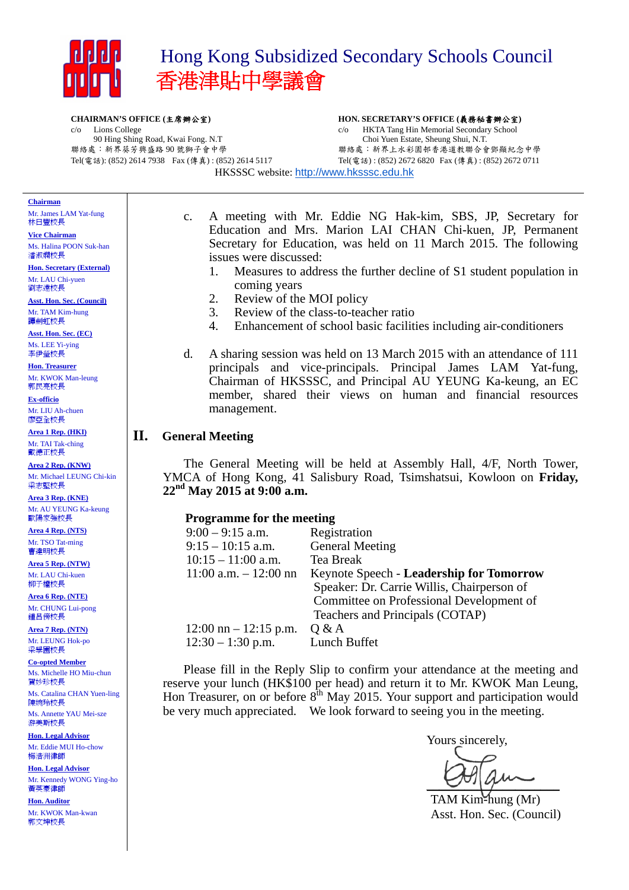# Hong Kong Subsidized Secondary Schools Council
# 香港津貼中學議會

**CHAIRMAN'S OFFICE (主席辦公室)**
c/o Lions College
90 Hing Shing Road, Kwai Fong. N.T
聯絡處：新界葵芳興盛路 90 號獅子會中學
Tel(電話): (852) 2614 7938 Fax (傳真) : (852) 2614 5117

**HON. SECRETARY'S OFFICE (義務秘書辦公室)**
c/o HKTA Tang Hin Memorial Secondary School
Choi Yuen Estate, Sheung Shui, N.T.
聯絡處：新界上水彩園邨香港道教聯合會鄧顯紀念中學
Tel(電話) : (852) 2672 6820 Fax (傳真) : (852) 2672 0711

HKSSSC website: http://www.hksssc.edu.hk

**Chairman**
Mr. James LAM Yat-fung
林日豐校長

**Vice Chairman**
Ms. Halina POON Suk-han
潘淑嫻校長

**Hon. Secretary (External)**
Mr. LAU Chi-yuen
劉志遠校長

**Asst. Hon. Sec. (Council)**
Mr. TAM Kim-hung
譚劍虹校長

**Asst. Hon. Sec. (EC)**
Ms. LEE Yi-ying
李伊瑩校長

**Hon. Treasurer**
Mr. KWOK Man-leung
郭民亮校長

**Ex-officio**
Mr. LIU Ah-chuen
廖亞全校長

**Area 1 Rep. (HKI)**
Mr. TAI Tak-ching
戴德正校長

**Area 2 Rep. (KNW)**
Mr. Michael LEUNG Chi-kin
梁志堅校長

**Area 3 Rep. (KNE)**
Mr. AU YEUNG Ka-keung
歐陽家強校長

**Area 4 Rep. (NTS)**
Mr. TSO Tat-ming
曹達明校長

**Area 5 Rep. (NTW)**
Mr. LAU Chi-kuen
柳子權校長

**Area 6 Rep. (NTE)**
Mr. CHUNG Lui-pong
鍾呂傍校長

**Area 7 Rep. (NTN)**
Mr. LEUNG Hok-po
梁學圃校長

**Co-opted Member**
Ms. Michelle HO Miu-chun
賀妙珍校長

Ms. Catalina CHAN Yuen-ling
陳婉玲校長

Ms. Annette YAU Mei-sze
游美斯校長

**Hon. Legal Advisor**
Mr. Eddie MUI Ho-chow
梅浩洲律師

**Hon. Legal Advisor**
Mr. Kennedy WONG Ying-ho
黃英豪律師

**Hon. Auditor**
Mr. KWOK Man-kwan
郭文坤校長

---

c. A meeting with Mr. Eddie NG Hak-kim, SBS, JP, Secretary for Education and Mrs. Marion LAI CHAN Chi-kuen, JP, Permanent Secretary for Education, was held on 11 March 2015. The following issues were discussed:
   1. Measures to address the further decline of S1 student population in coming years
   2. Review of the MOI policy
   3. Review of the class-to-teacher ratio
   4. Enhancement of school basic facilities including air-conditioners

d. A sharing session was held on 13 March 2015 with an attendance of 111 principals and vice-principals. Principal James LAM Yat-fung, Chairman of HKSSSC, and Principal AU YEUNG Ka-keung, an EC member, shared their views on human and financial resources management.

## II. General Meeting

The General Meeting will be held at Assembly Hall, 4/F, North Tower, YMCA of Hong Kong, 41 Salisbury Road, Tsimshatsui, Kowloon on **Friday, 22nd May 2015 at 9:00 a.m.**

**Programme for the meeting**

| | |
|---|---|
| 9:00 – 9:15 a.m. | Registration |
| 9:15 – 10:15 a.m. | General Meeting |
| 10:15 – 11:00 a.m. | Tea Break |
| 11:00 a.m. – 12:00 nn | Keynote Speech - **Leadership for Tomorrow**<br>Speaker: Dr. Carrie Willis, Chairperson of Committee on Professional Development of Teachers and Principals (COTAP) |
| 12:00 nn – 12:15 p.m. | Q & A |
| 12:30 – 1:30 p.m. | Lunch Buffet |

Please fill in the Reply Slip to confirm your attendance at the meeting and reserve your lunch (HK$100 per head) and return it to Mr. KWOK Man Leung, Hon Treasurer, on or before 8th May 2015. Your support and participation would be very much appreciated. We look forward to seeing you in the meeting.

Yours sincerely,

TAM Kim-hung (Mr)
Asst. Hon. Sec. (Council)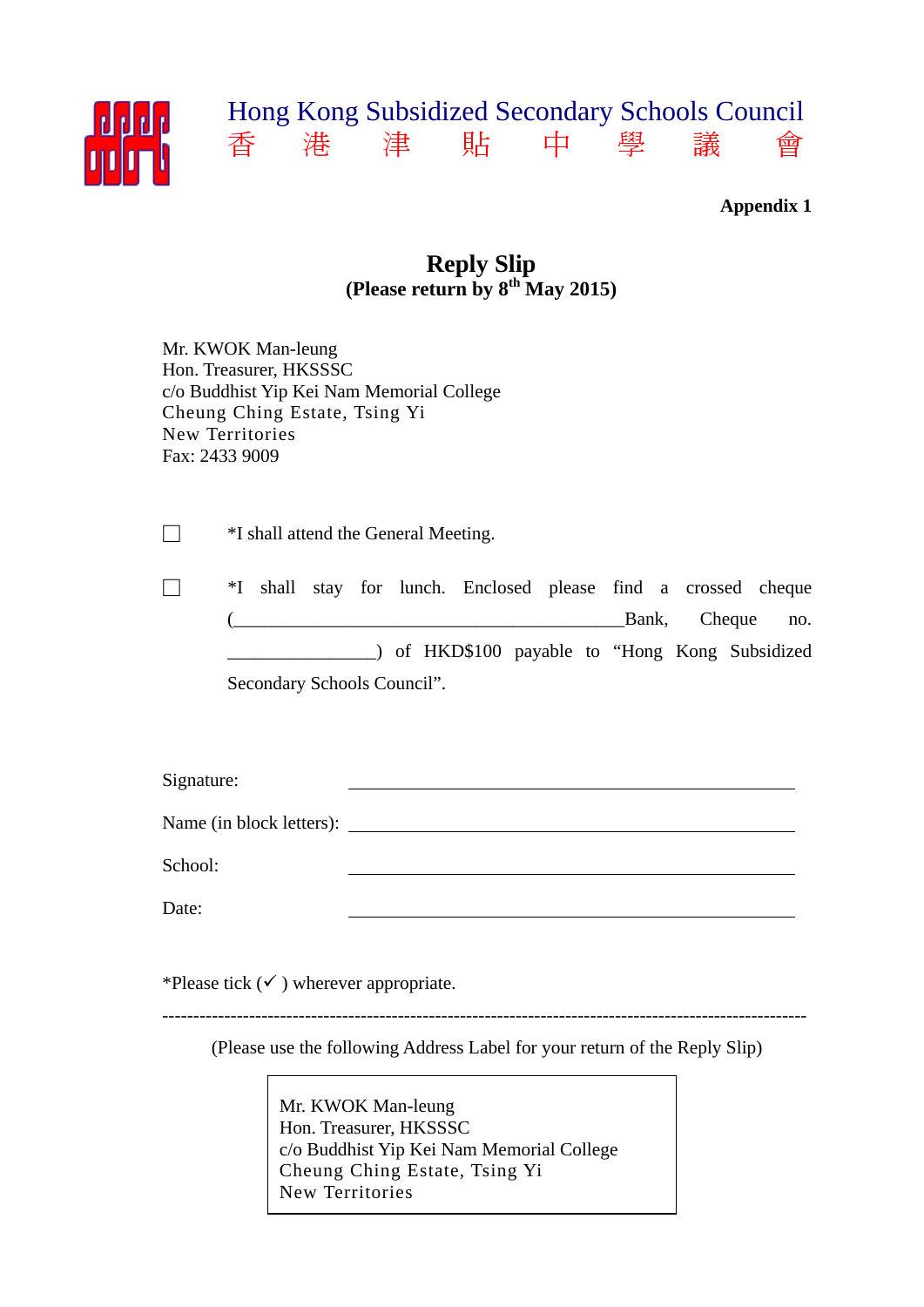Hong Kong Subsidized Secondary Schools Council
香　港　津　貼　中　學　議　會

**Appendix 1**

# Reply Slip

**(Please return by 8th May 2015)**

Mr. KWOK Man-leung
Hon. Treasurer, HKSSSC
c/o Buddhist Yip Kei Nam Memorial College
Cheung Ching Estate, Tsing Yi
New Territories
Fax: 2433 9009

☐ *I shall attend the General Meeting.

☐ *I shall stay for lunch. Enclosed please find a crossed cheque (____________________________________________Bank, Cheque no. ________________) of HKD$100 payable to “Hong Kong Subsidized Secondary Schools Council”.

Signature: ______________________________

Name (in block letters): ______________________________

School: ______________________________

Date: ______________________________

*Please tick (✓ ) wherever appropriate.

---

(Please use the following Address Label for your return of the Reply Slip)

Mr. KWOK Man-leung
Hon. Treasurer, HKSSSC
c/o Buddhist Yip Kei Nam Memorial College
Cheung Ching Estate, Tsing Yi
New Territories